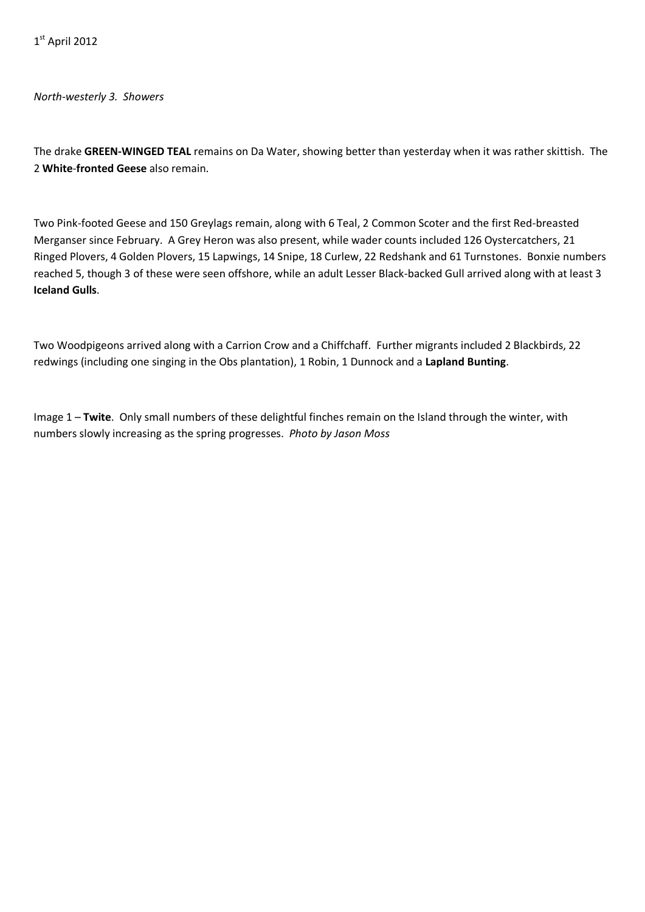1st April 2012

*North-westerly 3. Showers*

The drake **GREEN-WINGED TEAL** remains on Da Water, showing better than yesterday when it was rather skittish. The 2 **White-fronted Geese** also remain.

Two Pink-footed Geese and 150 Greylags remain, along with 6 Teal, 2 Common Scoter and the first Red-breasted Merganser since February. A Grey Heron was also present, while wader counts included 126 Oystercatchers, 21 Ringed Plovers, 4 Golden Plovers, 15 Lapwings, 14 Snipe, 18 Curlew, 22 Redshank and 61 Turnstones. Bonxie numbers reached 5, though 3 of these were seen offshore, while an adult Lesser Black-backed Gull arrived along with at least 3 **Iceland Gulls**.

Two Woodpigeons arrived along with a Carrion Crow and a Chiffchaff. Further migrants included 2 Blackbirds, 22 redwings (including one singing in the Obs plantation), 1 Robin, 1 Dunnock and a **Lapland Bunting**.

Image 1 – **Twite**. Only small numbers of these delightful finches remain on the Island through the winter, with numbers slowly increasing as the spring progresses. *Photo by Jason Moss*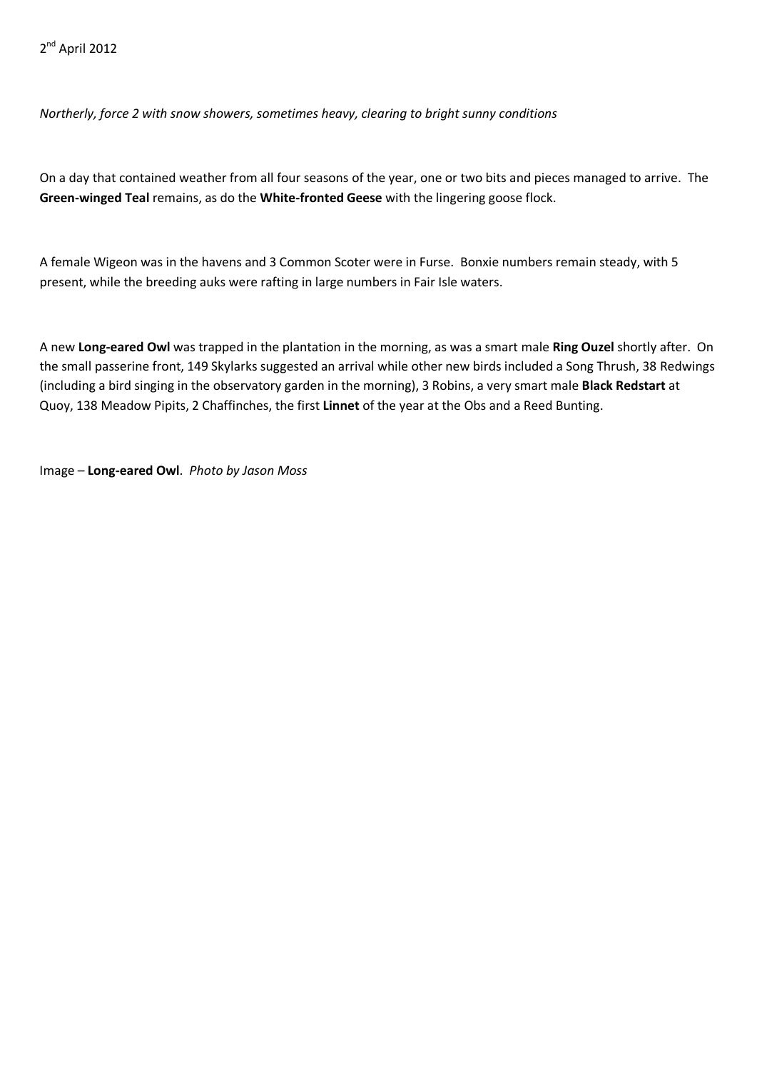2nd April 2012

*Northerly, force 2 with snow showers, sometimes heavy, clearing to bright sunny conditions*

On a day that contained weather from all four seasons of the year, one or two bits and pieces managed to arrive. The **Green-winged Teal** remains, as do the **White-fronted Geese** with the lingering goose flock.

A female Wigeon was in the havens and 3 Common Scoter were in Furse. Bonxie numbers remain steady, with 5 present, while the breeding auks were rafting in large numbers in Fair Isle waters.

A new **Long-eared Owl** was trapped in the plantation in the morning, as was a smart male **Ring Ouzel** shortly after. On the small passerine front, 149 Skylarks suggested an arrival while other new birds included a Song Thrush, 38 Redwings (including a bird singing in the observatory garden in the morning), 3 Robins, a very smart male **Black Redstart** at Quoy, 138 Meadow Pipits, 2 Chaffinches, the first **Linnet** of the year at the Obs and a Reed Bunting.

Image – **Long-eared Owl**. *Photo by Jason Moss*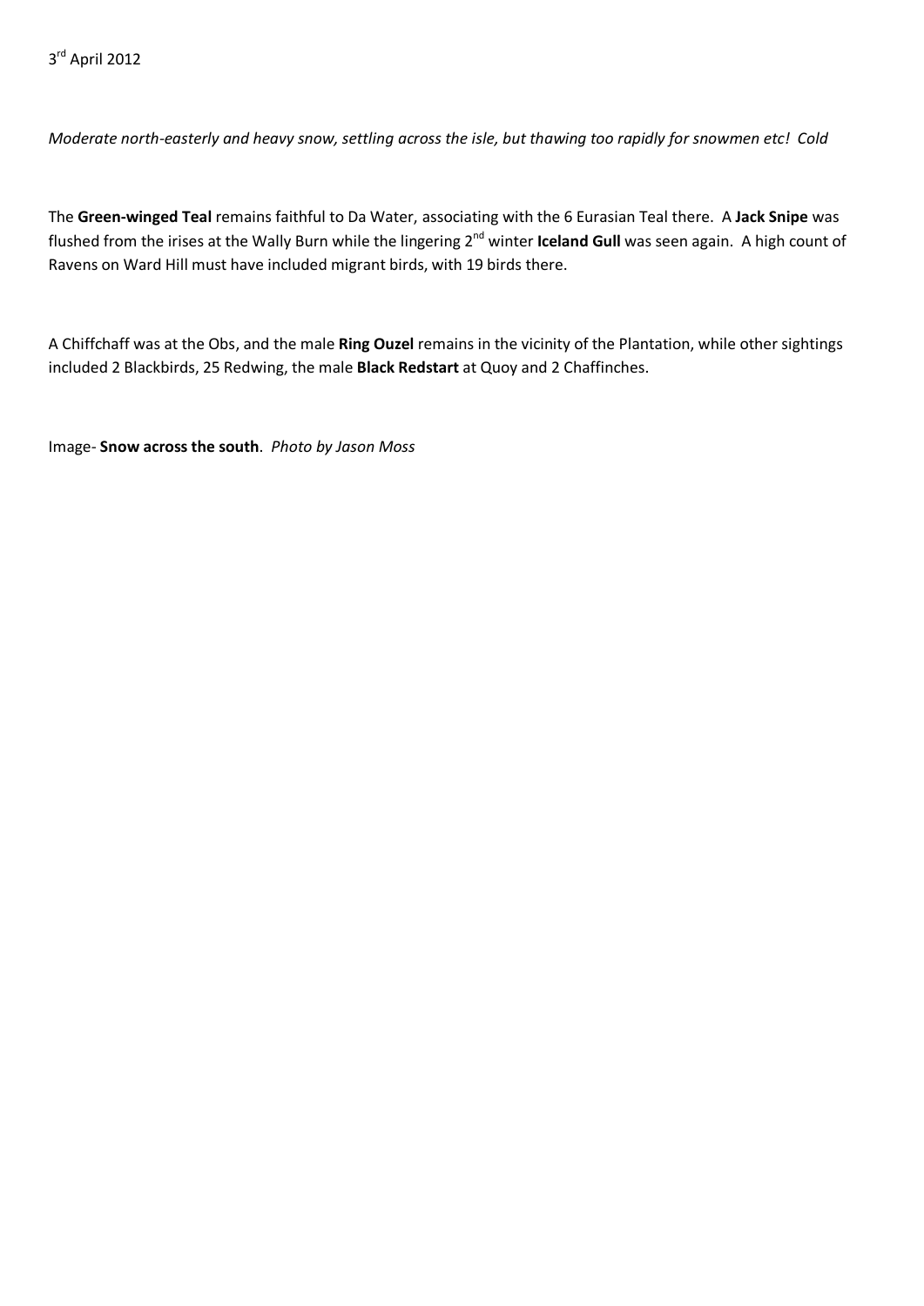3rd April 2012

*Moderate north-easterly and heavy snow, settling across the isle, but thawing too rapidly for snowmen etc! Cold*

The **Green-winged Teal** remains faithful to Da Water, associating with the 6 Eurasian Teal there. A **Jack Snipe** was flushed from the irises at the Wally Burn while the lingering 2nd winter **Iceland Gull** was seen again. A high count of Ravens on Ward Hill must have included migrant birds, with 19 birds there.

A Chiffchaff was at the Obs, and the male **Ring Ouzel** remains in the vicinity of the Plantation, while other sightings included 2 Blackbirds, 25 Redwing, the male **Black Redstart** at Quoy and 2 Chaffinches.

Image- **Snow across the south**. *Photo by Jason Moss*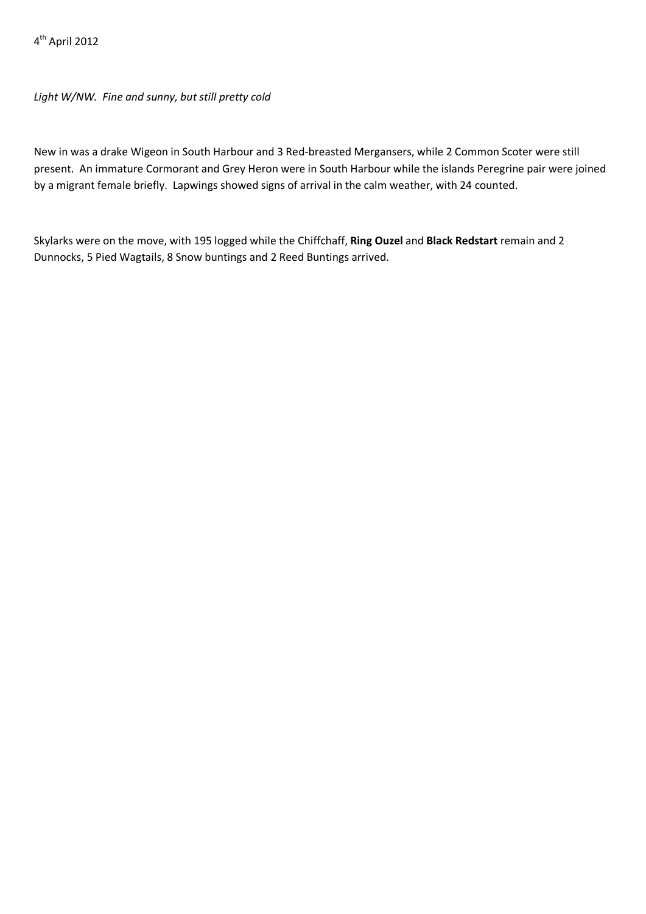4th April 2012

*Light W/NW. Fine and sunny, but still pretty cold*

New in was a drake Wigeon in South Harbour and 3 Red-breasted Mergansers, while 2 Common Scoter were still present. An immature Cormorant and Grey Heron were in South Harbour while the islands Peregrine pair were joined by a migrant female briefly. Lapwings showed signs of arrival in the calm weather, with 24 counted.

Skylarks were on the move, with 195 logged while the Chiffchaff, **Ring Ouzel** and **Black Redstart** remain and 2 Dunnocks, 5 Pied Wagtails, 8 Snow buntings and 2 Reed Buntings arrived.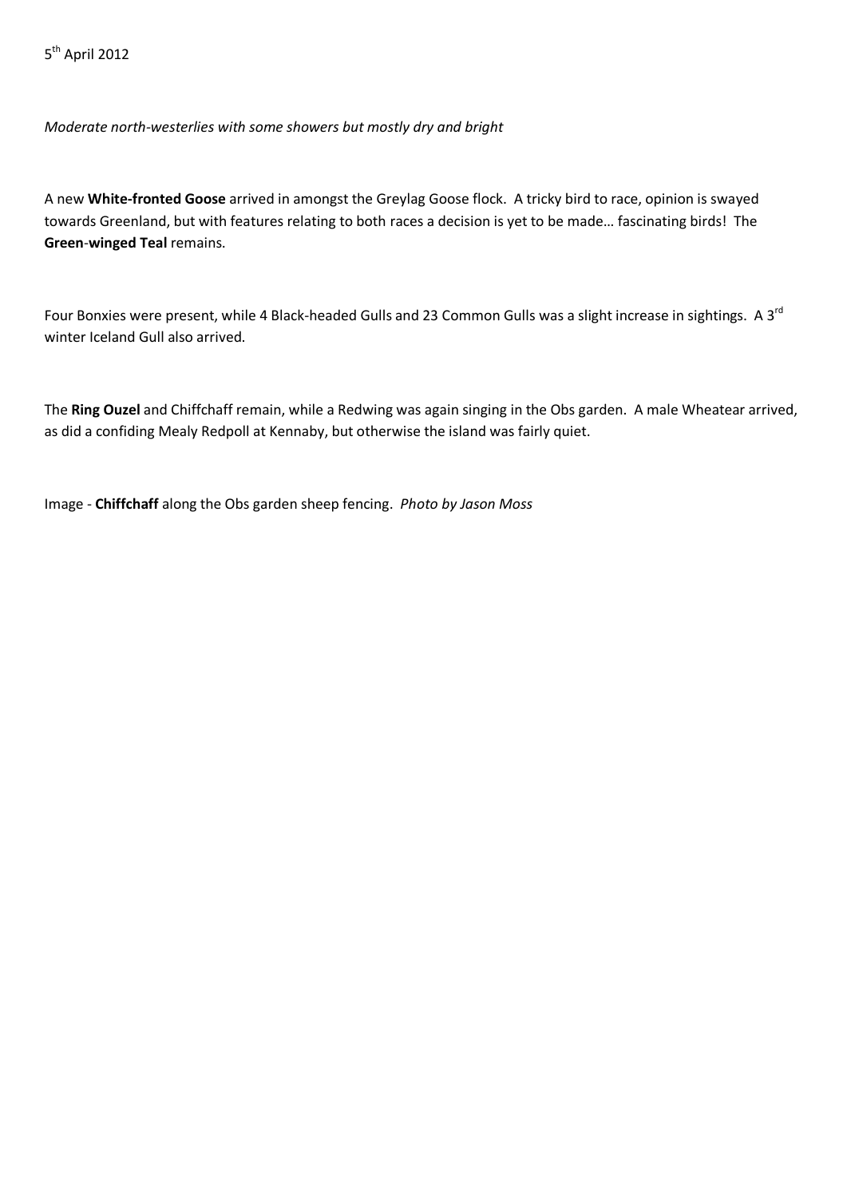5th April 2012

*Moderate north-westerlies with some showers but mostly dry and bright*

A new **White-fronted Goose** arrived in amongst the Greylag Goose flock. A tricky bird to race, opinion is swayed towards Greenland, but with features relating to both races a decision is yet to be made… fascinating birds! The **Green-winged Teal** remains.

Four Bonxies were present, while 4 Black-headed Gulls and 23 Common Gulls was a slight increase in sightings. A 3rd winter Iceland Gull also arrived.

The **Ring Ouzel** and Chiffchaff remain, while a Redwing was again singing in the Obs garden. A male Wheatear arrived, as did a confiding Mealy Redpoll at Kennaby, but otherwise the island was fairly quiet.

Image - **Chiffchaff** along the Obs garden sheep fencing. *Photo by Jason Moss*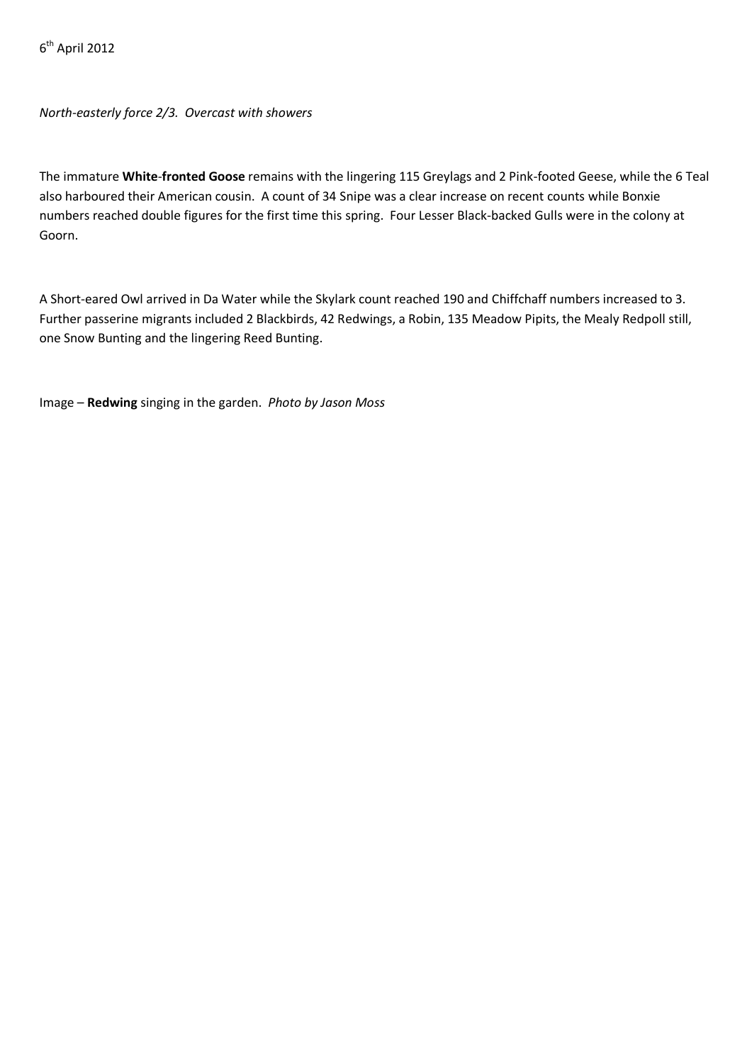6th April 2012

*North-easterly force 2/3. Overcast with showers*

The immature **White-fronted Goose** remains with the lingering 115 Greylags and 2 Pink-footed Geese, while the 6 Teal also harboured their American cousin. A count of 34 Snipe was a clear increase on recent counts while Bonxie numbers reached double figures for the first time this spring. Four Lesser Black-backed Gulls were in the colony at Goorn.

A Short-eared Owl arrived in Da Water while the Skylark count reached 190 and Chiffchaff numbers increased to 3. Further passerine migrants included 2 Blackbirds, 42 Redwings, a Robin, 135 Meadow Pipits, the Mealy Redpoll still, one Snow Bunting and the lingering Reed Bunting.

Image – **Redwing** singing in the garden. *Photo by Jason Moss*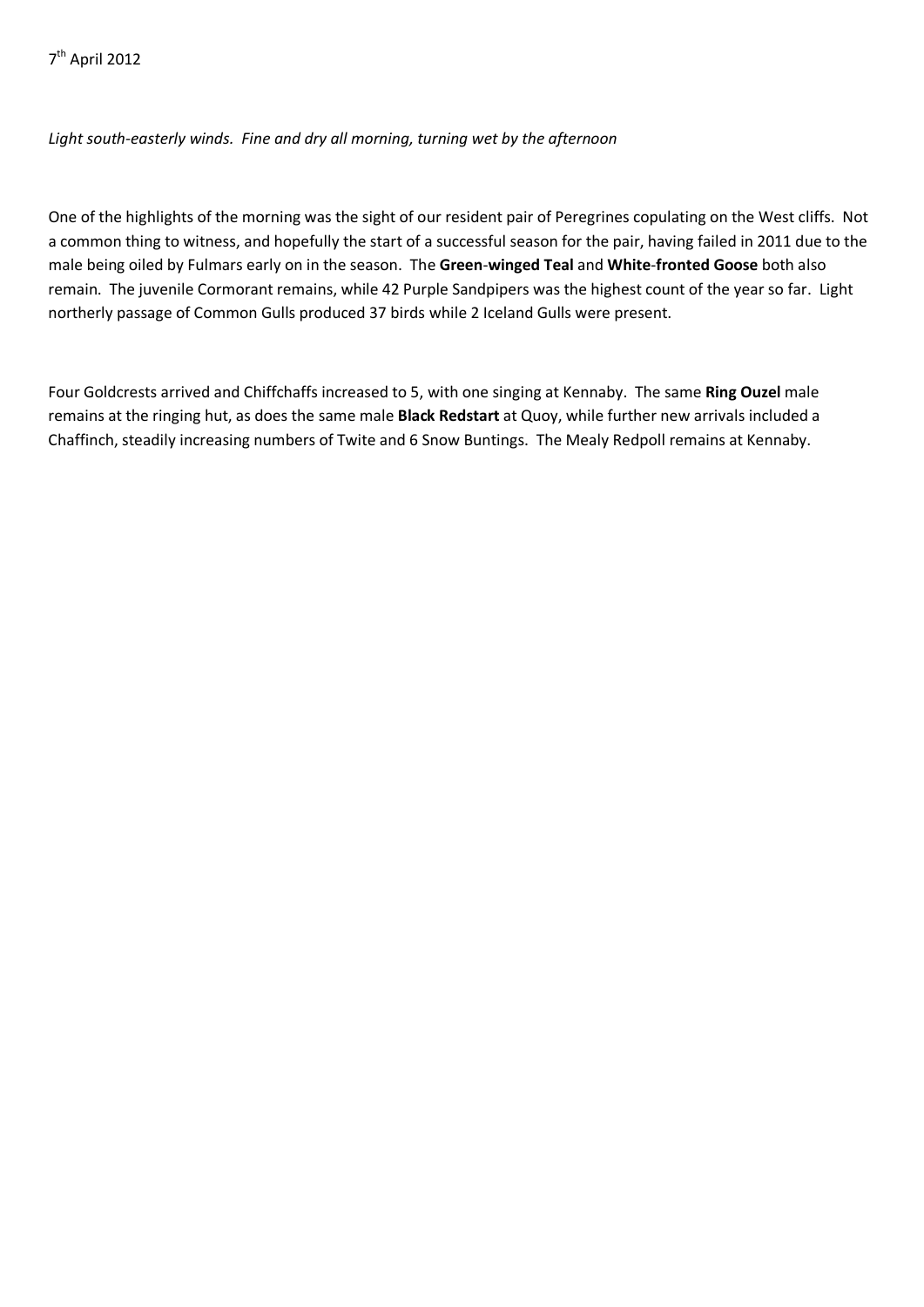7th April 2012

*Light south-easterly winds. Fine and dry all morning, turning wet by the afternoon*

One of the highlights of the morning was the sight of our resident pair of Peregrines copulating on the West cliffs. Not a common thing to witness, and hopefully the start of a successful season for the pair, having failed in 2011 due to the male being oiled by Fulmars early on in the season. The **Green-winged Teal** and **White-fronted Goose** both also remain. The juvenile Cormorant remains, while 42 Purple Sandpipers was the highest count of the year so far. Light northerly passage of Common Gulls produced 37 birds while 2 Iceland Gulls were present.

Four Goldcrests arrived and Chiffchaffs increased to 5, with one singing at Kennaby. The same **Ring Ouzel** male remains at the ringing hut, as does the same male **Black Redstart** at Quoy, while further new arrivals included a Chaffinch, steadily increasing numbers of Twite and 6 Snow Buntings. The Mealy Redpoll remains at Kennaby.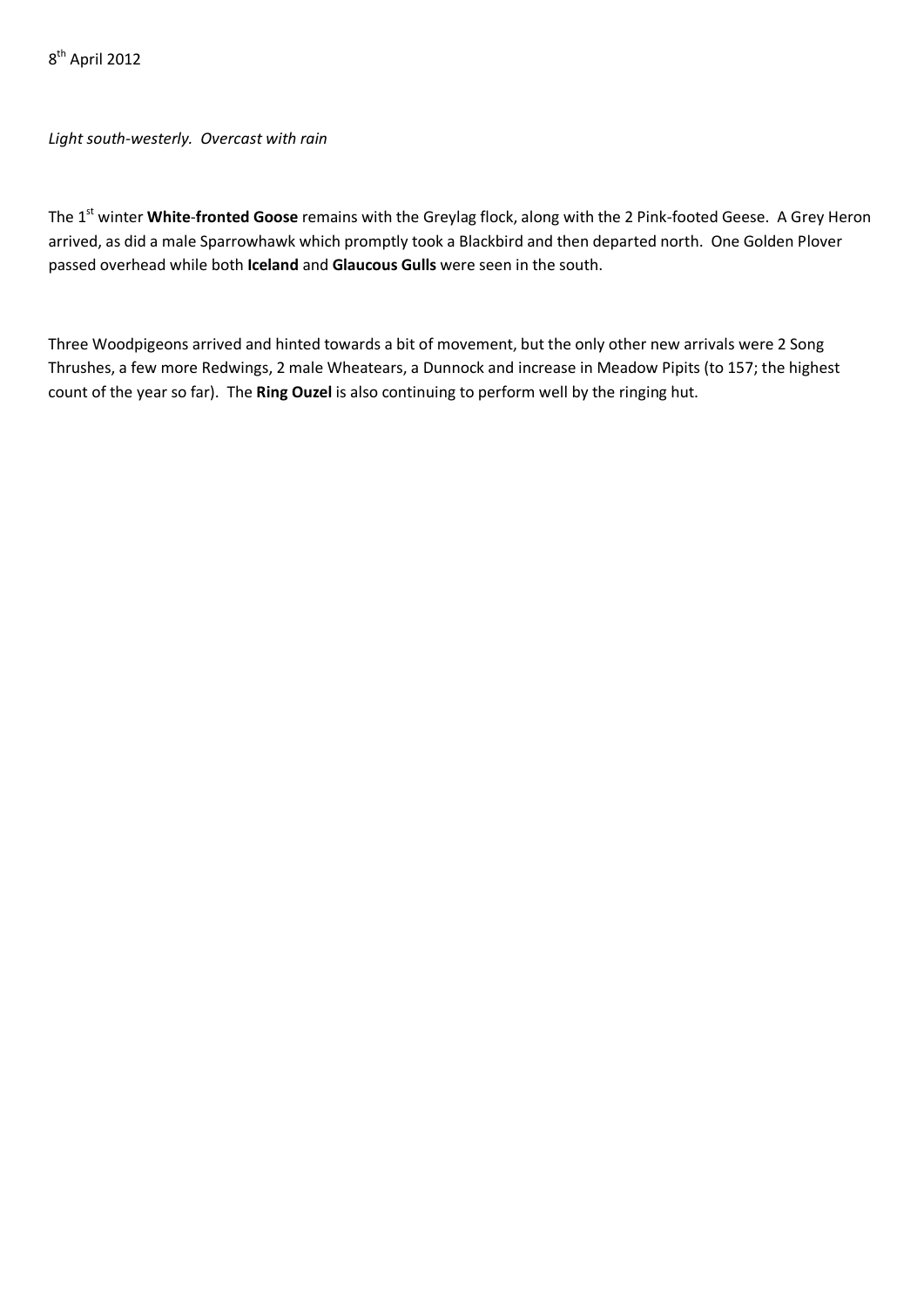8th April 2012

*Light south-westerly. Overcast with rain*

The 1st winter **White-fronted Goose** remains with the Greylag flock, along with the 2 Pink-footed Geese. A Grey Heron arrived, as did a male Sparrowhawk which promptly took a Blackbird and then departed north. One Golden Plover passed overhead while both **Iceland** and **Glaucous Gulls** were seen in the south.

Three Woodpigeons arrived and hinted towards a bit of movement, but the only other new arrivals were 2 Song Thrushes, a few more Redwings, 2 male Wheatears, a Dunnock and increase in Meadow Pipits (to 157; the highest count of the year so far). The **Ring Ouzel** is also continuing to perform well by the ringing hut.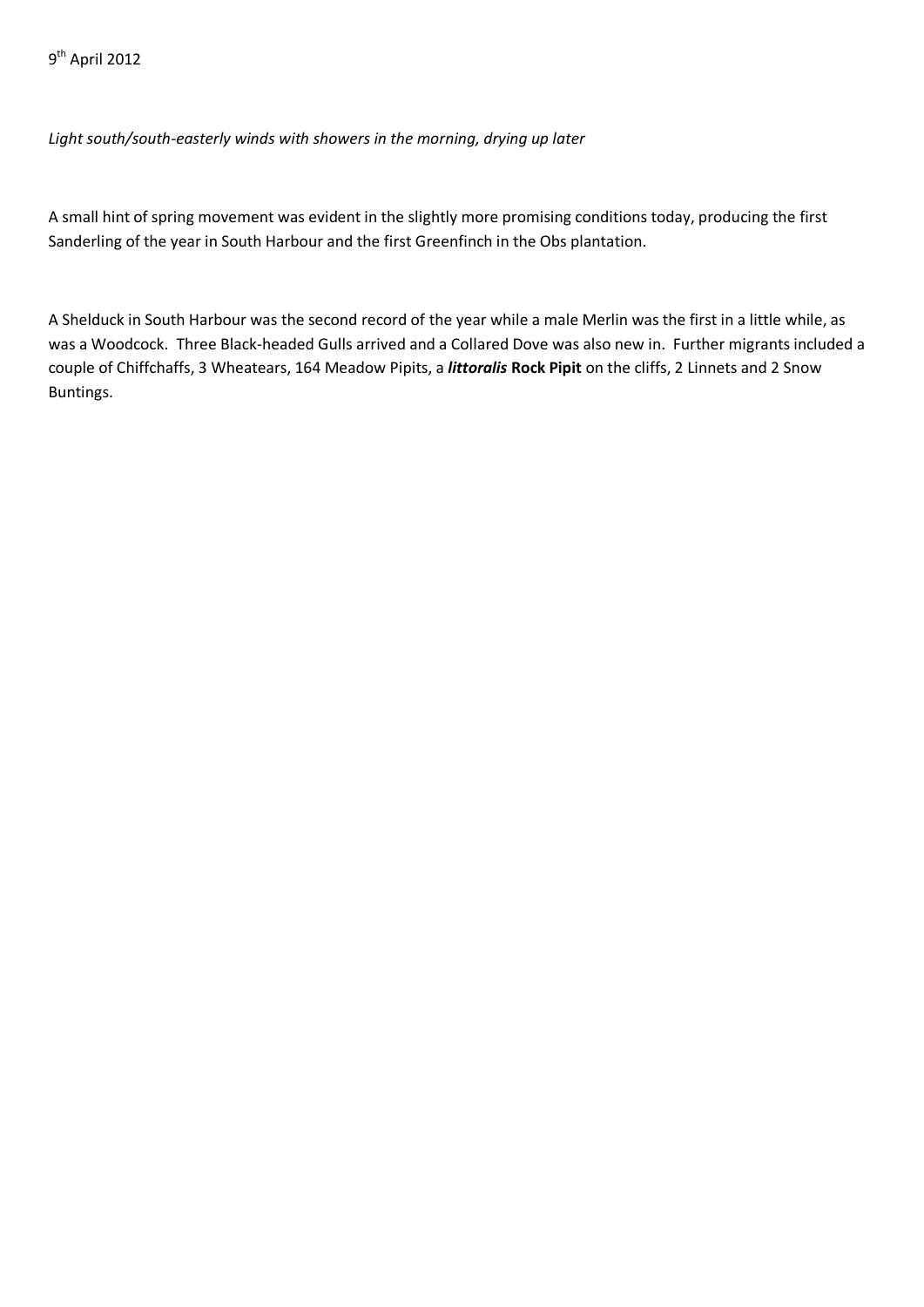9th April 2012

*Light south/south-easterly winds with showers in the morning, drying up later*

A small hint of spring movement was evident in the slightly more promising conditions today, producing the first Sanderling of the year in South Harbour and the first Greenfinch in the Obs plantation.

A Shelduck in South Harbour was the second record of the year while a male Merlin was the first in a little while, as was a Woodcock. Three Black-headed Gulls arrived and a Collared Dove was also new in. Further migrants included a couple of Chiffchaffs, 3 Wheatears, 164 Meadow Pipits, a ***littoralis*** **Rock Pipit** on the cliffs, 2 Linnets and 2 Snow Buntings.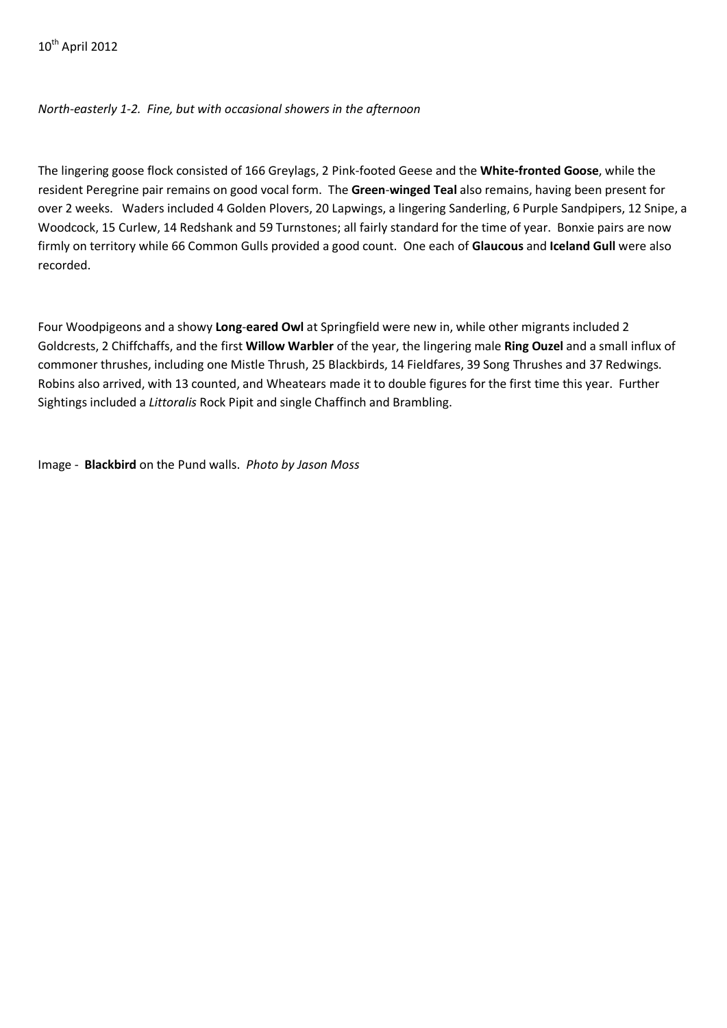10th April 2012

*North-easterly 1-2. Fine, but with occasional showers in the afternoon*

The lingering goose flock consisted of 166 Greylags, 2 Pink-footed Geese and the **White-fronted Goose**, while the resident Peregrine pair remains on good vocal form. The **Green-winged Teal** also remains, having been present for over 2 weeks. Waders included 4 Golden Plovers, 20 Lapwings, a lingering Sanderling, 6 Purple Sandpipers, 12 Snipe, a Woodcock, 15 Curlew, 14 Redshank and 59 Turnstones; all fairly standard for the time of year. Bonxie pairs are now firmly on territory while 66 Common Gulls provided a good count. One each of **Glaucous** and **Iceland Gull** were also recorded.

Four Woodpigeons and a showy **Long-eared Owl** at Springfield were new in, while other migrants included 2 Goldcrests, 2 Chiffchaffs, and the first **Willow Warbler** of the year, the lingering male **Ring Ouzel** and a small influx of commoner thrushes, including one Mistle Thrush, 25 Blackbirds, 14 Fieldfares, 39 Song Thrushes and 37 Redwings. Robins also arrived, with 13 counted, and Wheatears made it to double figures for the first time this year. Further Sightings included a *Littoralis* Rock Pipit and single Chaffinch and Brambling.

Image - **Blackbird** on the Pund walls. *Photo by Jason Moss*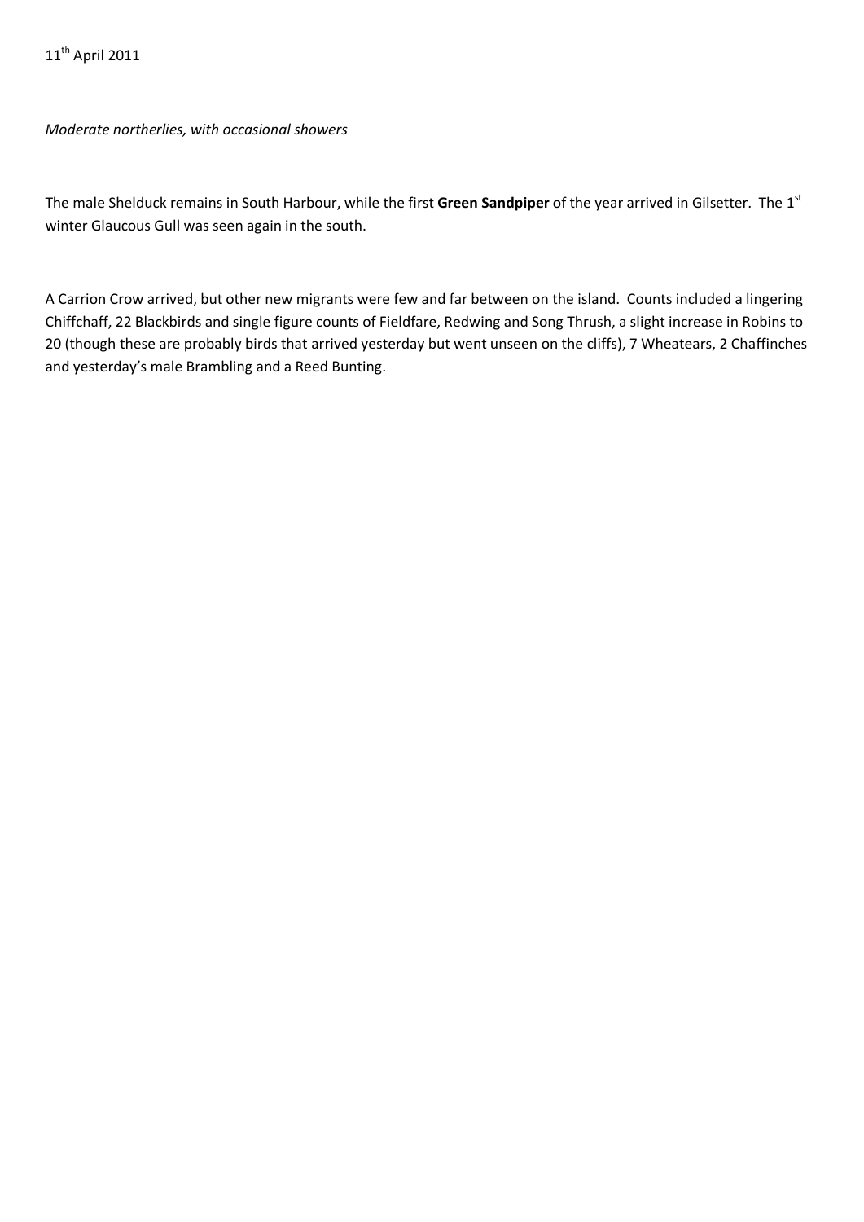11th April 2011

*Moderate northerlies, with occasional showers*

The male Shelduck remains in South Harbour, while the first **Green Sandpiper** of the year arrived in Gilsetter. The 1st winter Glaucous Gull was seen again in the south.

A Carrion Crow arrived, but other new migrants were few and far between on the island. Counts included a lingering Chiffchaff, 22 Blackbirds and single figure counts of Fieldfare, Redwing and Song Thrush, a slight increase in Robins to 20 (though these are probably birds that arrived yesterday but went unseen on the cliffs), 7 Wheatears, 2 Chaffinches and yesterday's male Brambling and a Reed Bunting.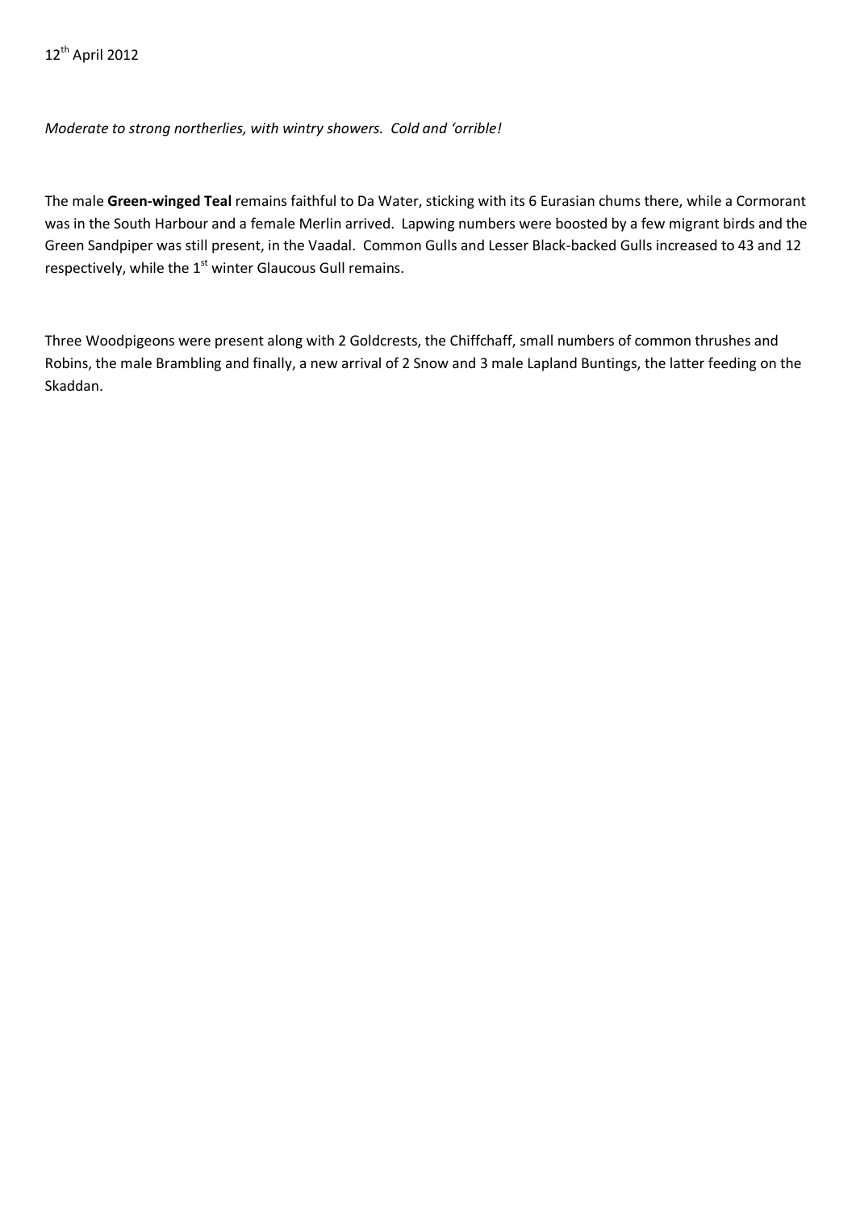12th April 2012

*Moderate to strong northerlies, with wintry showers. Cold and 'orrible!*

The male **Green-winged Teal** remains faithful to Da Water, sticking with its 6 Eurasian chums there, while a Cormorant was in the South Harbour and a female Merlin arrived. Lapwing numbers were boosted by a few migrant birds and the Green Sandpiper was still present, in the Vaadal. Common Gulls and Lesser Black-backed Gulls increased to 43 and 12 respectively, while the 1st winter Glaucous Gull remains.

Three Woodpigeons were present along with 2 Goldcrests, the Chiffchaff, small numbers of common thrushes and Robins, the male Brambling and finally, a new arrival of 2 Snow and 3 male Lapland Buntings, the latter feeding on the Skaddan.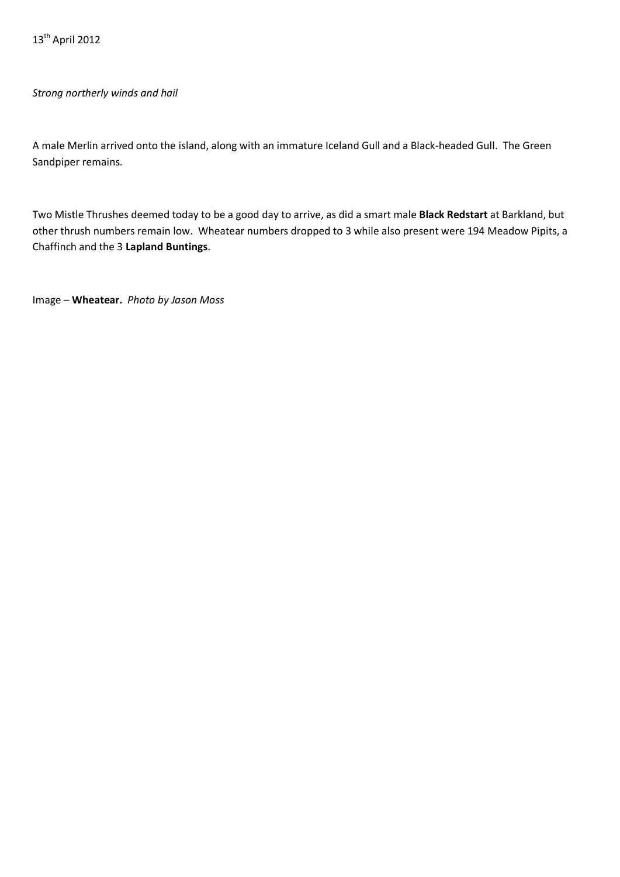13th April 2012

*Strong northerly winds and hail*

A male Merlin arrived onto the island, along with an immature Iceland Gull and a Black-headed Gull. The Green Sandpiper remains.

Two Mistle Thrushes deemed today to be a good day to arrive, as did a smart male **Black Redstart** at Barkland, but other thrush numbers remain low. Wheatear numbers dropped to 3 while also present were 194 Meadow Pipits, a Chaffinch and the 3 **Lapland Buntings**.

Image – **Wheatear.** *Photo by Jason Moss*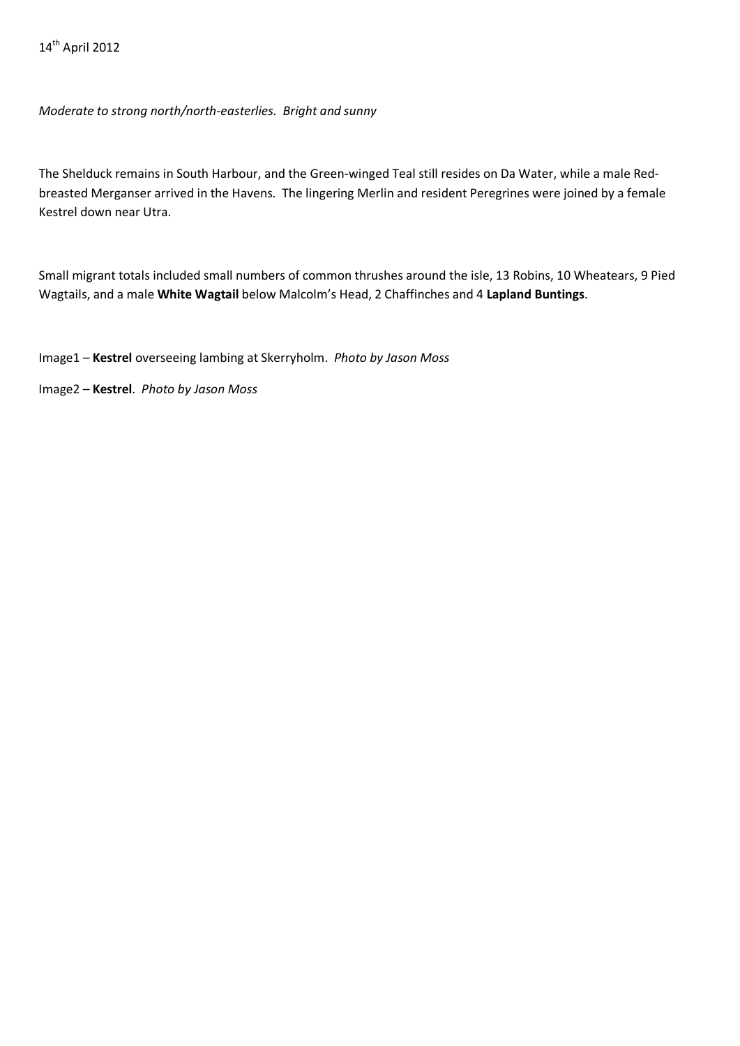14th April 2012

*Moderate to strong north/north-easterlies. Bright and sunny*

The Shelduck remains in South Harbour, and the Green-winged Teal still resides on Da Water, while a male Red-breasted Merganser arrived in the Havens. The lingering Merlin and resident Peregrines were joined by a female Kestrel down near Utra.

Small migrant totals included small numbers of common thrushes around the isle, 13 Robins, 10 Wheatears, 9 Pied Wagtails, and a male **White Wagtail** below Malcolm's Head, 2 Chaffinches and 4 **Lapland Buntings**.

Image1 – **Kestrel** overseeing lambing at Skerryholm. *Photo by Jason Moss*

Image2 – **Kestrel**. *Photo by Jason Moss*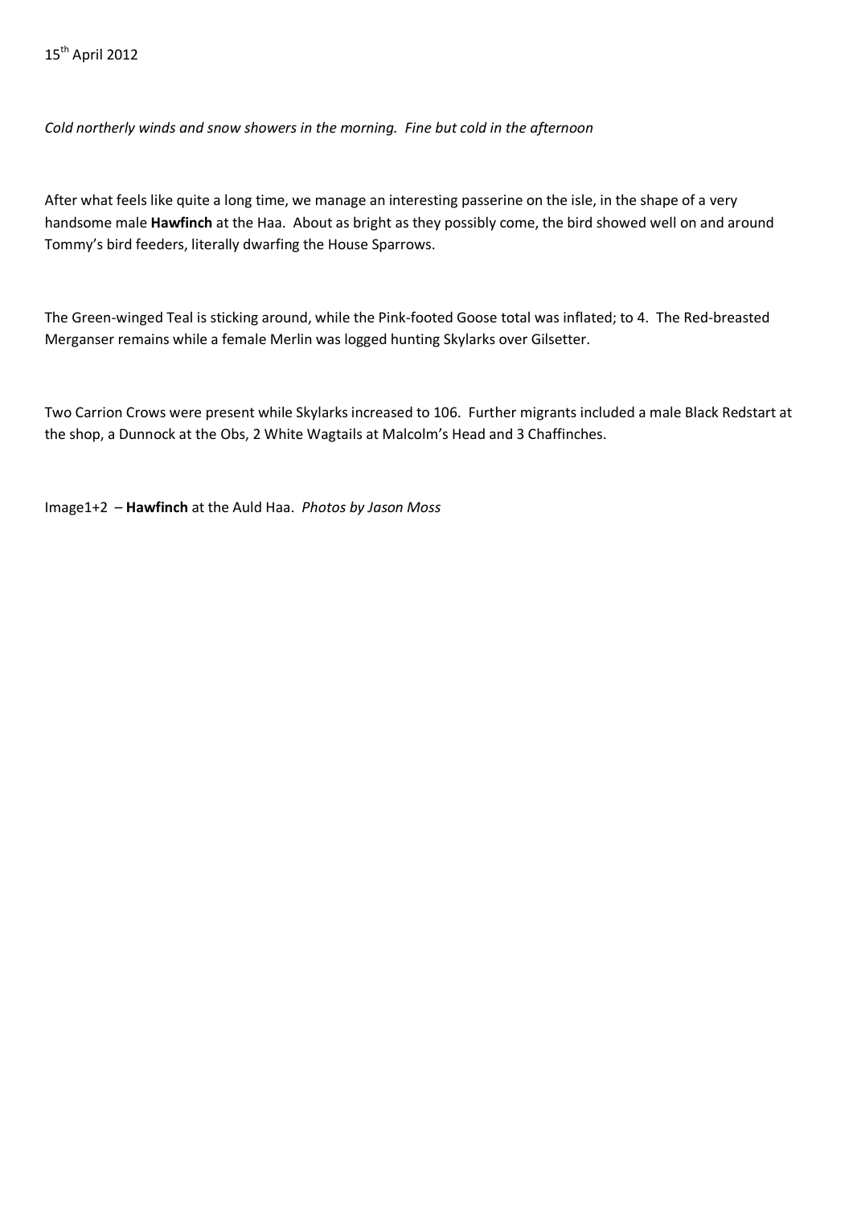15th April 2012

*Cold northerly winds and snow showers in the morning.  Fine but cold in the afternoon*

After what feels like quite a long time, we manage an interesting passerine on the isle, in the shape of a very handsome male **Hawfinch** at the Haa.  About as bright as they possibly come, the bird showed well on and around Tommy's bird feeders, literally dwarfing the House Sparrows.

The Green-winged Teal is sticking around, while the Pink-footed Goose total was inflated; to 4.  The Red-breasted Merganser remains while a female Merlin was logged hunting Skylarks over Gilsetter.

Two Carrion Crows were present while Skylarks increased to 106.  Further migrants included a male Black Redstart at the shop, a Dunnock at the Obs, 2 White Wagtails at Malcolm's Head and 3 Chaffinches.

Image1+2  – **Hawfinch** at the Auld Haa.  *Photos by Jason Moss*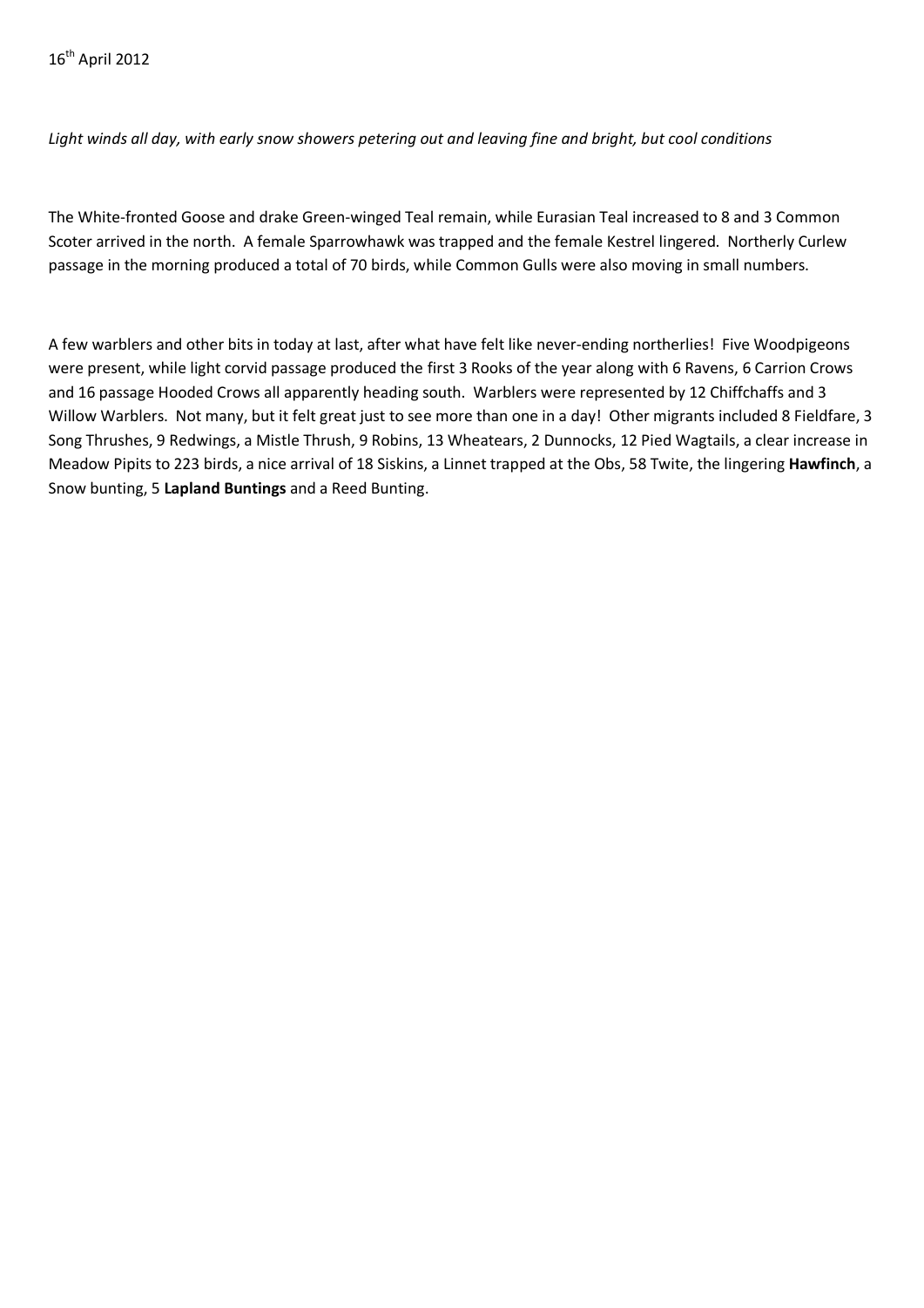16th April 2012

*Light winds all day, with early snow showers petering out and leaving fine and bright, but cool conditions*

The White-fronted Goose and drake Green-winged Teal remain, while Eurasian Teal increased to 8 and 3 Common Scoter arrived in the north. A female Sparrowhawk was trapped and the female Kestrel lingered. Northerly Curlew passage in the morning produced a total of 70 birds, while Common Gulls were also moving in small numbers.

A few warblers and other bits in today at last, after what have felt like never-ending northerlies! Five Woodpigeons were present, while light corvid passage produced the first 3 Rooks of the year along with 6 Ravens, 6 Carrion Crows and 16 passage Hooded Crows all apparently heading south. Warblers were represented by 12 Chiffchaffs and 3 Willow Warblers. Not many, but it felt great just to see more than one in a day! Other migrants included 8 Fieldfare, 3 Song Thrushes, 9 Redwings, a Mistle Thrush, 9 Robins, 13 Wheatears, 2 Dunnocks, 12 Pied Wagtails, a clear increase in Meadow Pipits to 223 birds, a nice arrival of 18 Siskins, a Linnet trapped at the Obs, 58 Twite, the lingering **Hawfinch**, a Snow bunting, 5 **Lapland Buntings** and a Reed Bunting.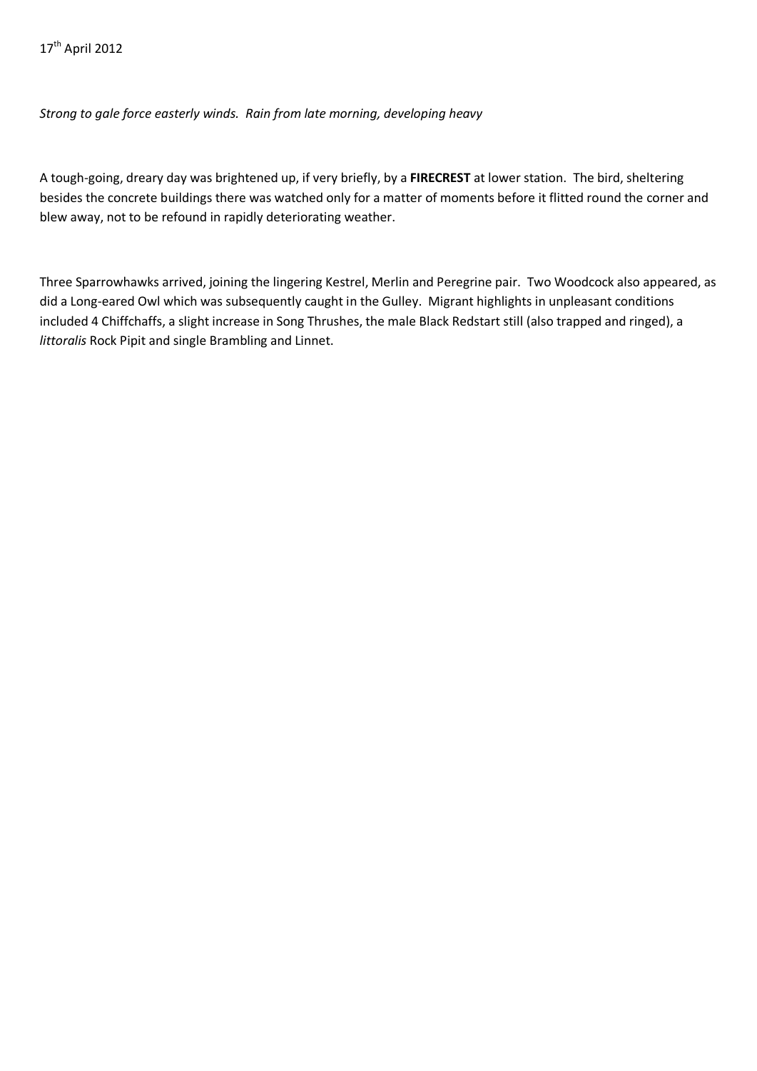17th April 2012

*Strong to gale force easterly winds. Rain from late morning, developing heavy*

A tough-going, dreary day was brightened up, if very briefly, by a **FIRECREST** at lower station. The bird, sheltering besides the concrete buildings there was watched only for a matter of moments before it flitted round the corner and blew away, not to be refound in rapidly deteriorating weather.

Three Sparrowhawks arrived, joining the lingering Kestrel, Merlin and Peregrine pair. Two Woodcock also appeared, as did a Long-eared Owl which was subsequently caught in the Gulley. Migrant highlights in unpleasant conditions included 4 Chiffchaffs, a slight increase in Song Thrushes, the male Black Redstart still (also trapped and ringed), a *littoralis* Rock Pipit and single Brambling and Linnet.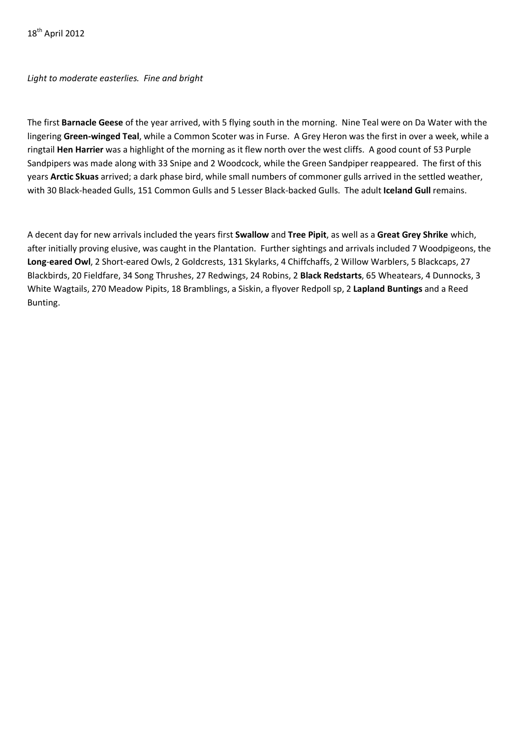18th April 2012

*Light to moderate easterlies. Fine and bright*

The first **Barnacle Geese** of the year arrived, with 5 flying south in the morning. Nine Teal were on Da Water with the lingering **Green-winged Teal**, while a Common Scoter was in Furse. A Grey Heron was the first in over a week, while a ringtail **Hen Harrier** was a highlight of the morning as it flew north over the west cliffs. A good count of 53 Purple Sandpipers was made along with 33 Snipe and 2 Woodcock, while the Green Sandpiper reappeared. The first of this years **Arctic Skuas** arrived; a dark phase bird, while small numbers of commoner gulls arrived in the settled weather, with 30 Black-headed Gulls, 151 Common Gulls and 5 Lesser Black-backed Gulls. The adult **Iceland Gull** remains.

A decent day for new arrivals included the years first **Swallow** and **Tree Pipit**, as well as a **Great Grey Shrike** which, after initially proving elusive, was caught in the Plantation. Further sightings and arrivals included 7 Woodpigeons, the **Long-eared Owl**, 2 Short-eared Owls, 2 Goldcrests, 131 Skylarks, 4 Chiffchaffs, 2 Willow Warblers, 5 Blackcaps, 27 Blackbirds, 20 Fieldfare, 34 Song Thrushes, 27 Redwings, 24 Robins, 2 **Black Redstarts**, 65 Wheatears, 4 Dunnocks, 3 White Wagtails, 270 Meadow Pipits, 18 Bramblings, a Siskin, a flyover Redpoll sp, 2 **Lapland Buntings** and a Reed Bunting.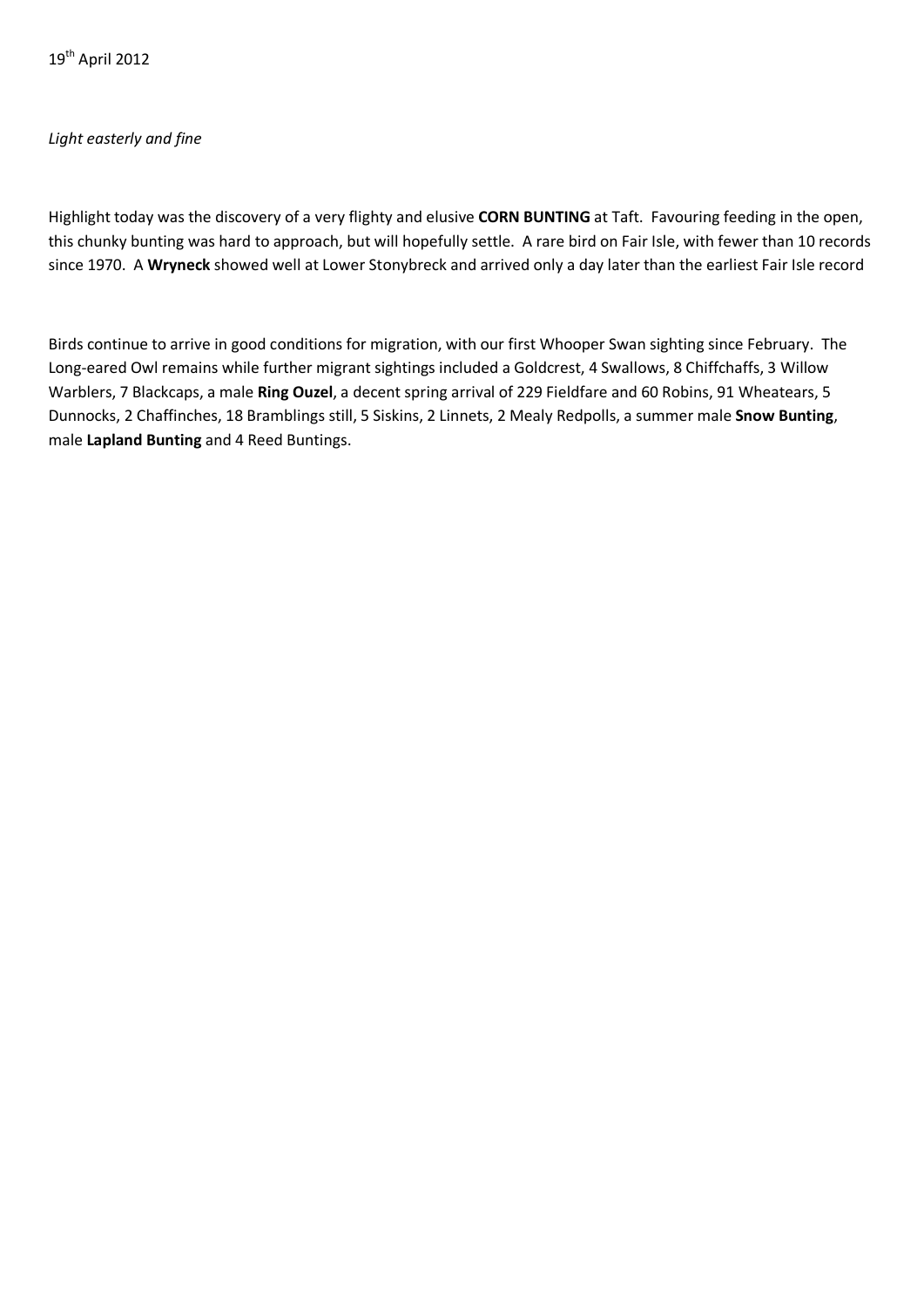19th April 2012

*Light easterly and fine*

Highlight today was the discovery of a very flighty and elusive **CORN BUNTING** at Taft. Favouring feeding in the open, this chunky bunting was hard to approach, but will hopefully settle. A rare bird on Fair Isle, with fewer than 10 records since 1970. A **Wryneck** showed well at Lower Stonybreck and arrived only a day later than the earliest Fair Isle record

Birds continue to arrive in good conditions for migration, with our first Whooper Swan sighting since February. The Long-eared Owl remains while further migrant sightings included a Goldcrest, 4 Swallows, 8 Chiffchaffs, 3 Willow Warblers, 7 Blackcaps, a male **Ring Ouzel**, a decent spring arrival of 229 Fieldfare and 60 Robins, 91 Wheatears, 5 Dunnocks, 2 Chaffinches, 18 Bramblings still, 5 Siskins, 2 Linnets, 2 Mealy Redpolls, a summer male **Snow Bunting**, male **Lapland Bunting** and 4 Reed Buntings.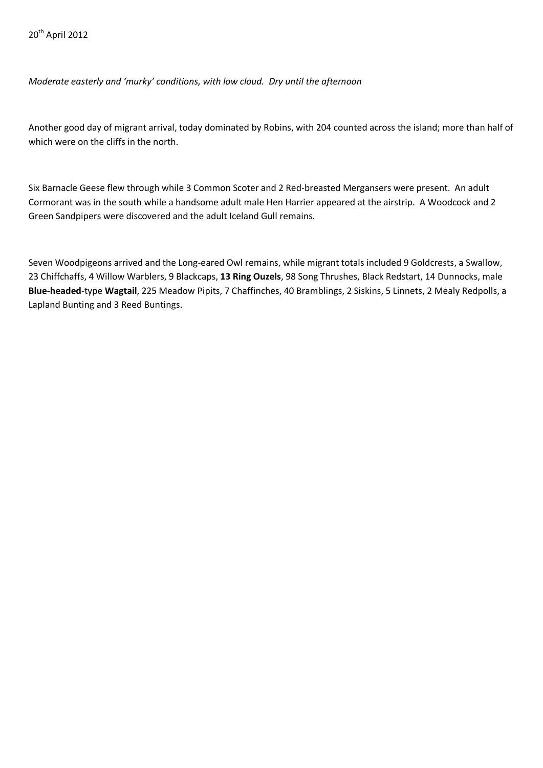20th April 2012

*Moderate easterly and 'murky' conditions, with low cloud. Dry until the afternoon*

Another good day of migrant arrival, today dominated by Robins, with 204 counted across the island; more than half of which were on the cliffs in the north.

Six Barnacle Geese flew through while 3 Common Scoter and 2 Red-breasted Mergansers were present. An adult Cormorant was in the south while a handsome adult male Hen Harrier appeared at the airstrip. A Woodcock and 2 Green Sandpipers were discovered and the adult Iceland Gull remains.

Seven Woodpigeons arrived and the Long-eared Owl remains, while migrant totals included 9 Goldcrests, a Swallow, 23 Chiffchaffs, 4 Willow Warblers, 9 Blackcaps, **13 Ring Ouzels**, 98 Song Thrushes, Black Redstart, 14 Dunnocks, male **Blue-headed**-type **Wagtail**, 225 Meadow Pipits, 7 Chaffinches, 40 Bramblings, 2 Siskins, 5 Linnets, 2 Mealy Redpolls, a Lapland Bunting and 3 Reed Buntings.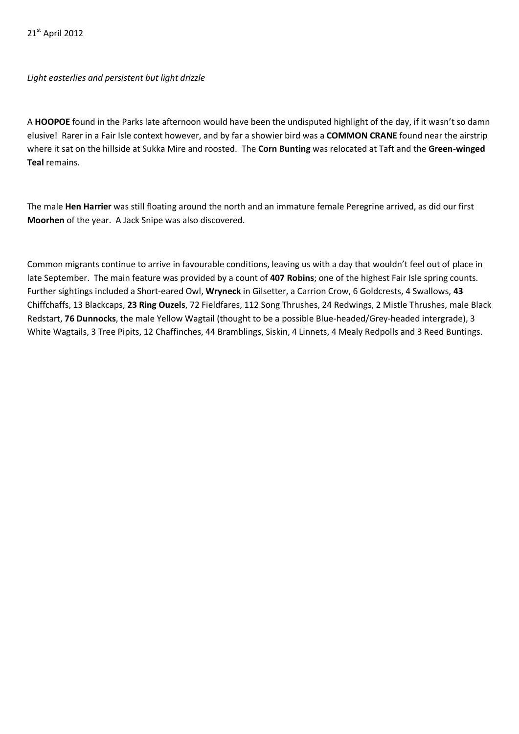21st April 2012

*Light easterlies and persistent but light drizzle*

A **HOOPOE** found in the Parks late afternoon would have been the undisputed highlight of the day, if it wasn't so damn elusive! Rarer in a Fair Isle context however, and by far a showier bird was a **COMMON CRANE** found near the airstrip where it sat on the hillside at Sukka Mire and roosted. The **Corn Bunting** was relocated at Taft and the **Green-winged Teal** remains.

The male **Hen Harrier** was still floating around the north and an immature female Peregrine arrived, as did our first **Moorhen** of the year. A Jack Snipe was also discovered.

Common migrants continue to arrive in favourable conditions, leaving us with a day that wouldn't feel out of place in late September. The main feature was provided by a count of **407 Robins**; one of the highest Fair Isle spring counts. Further sightings included a Short-eared Owl, **Wryneck** in Gilsetter, a Carrion Crow, 6 Goldcrests, 4 Swallows, **43** Chiffchaffs, 13 Blackcaps, **23 Ring Ouzels**, 72 Fieldfares, 112 Song Thrushes, 24 Redwings, 2 Mistle Thrushes, male Black Redstart, **76 Dunnocks**, the male Yellow Wagtail (thought to be a possible Blue-headed/Grey-headed intergrade), 3 White Wagtails, 3 Tree Pipits, 12 Chaffinches, 44 Bramblings, Siskin, 4 Linnets, 4 Mealy Redpolls and 3 Reed Buntings.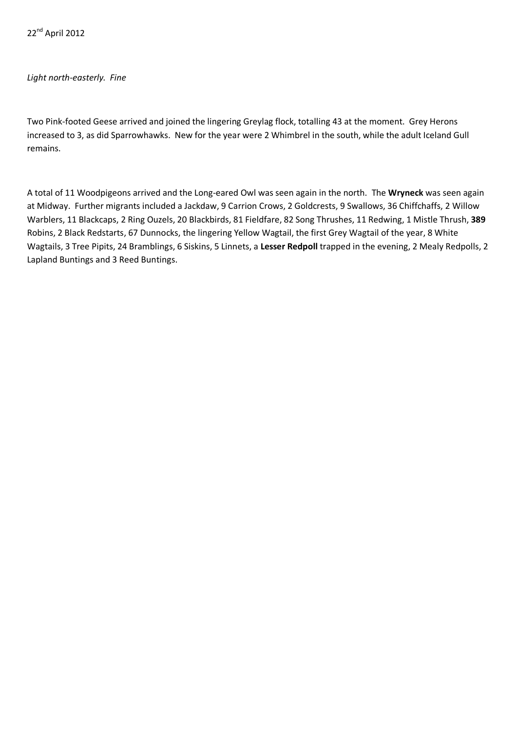22nd April 2012

*Light north-easterly. Fine*

Two Pink-footed Geese arrived and joined the lingering Greylag flock, totalling 43 at the moment. Grey Herons increased to 3, as did Sparrowhawks. New for the year were 2 Whimbrel in the south, while the adult Iceland Gull remains.

A total of 11 Woodpigeons arrived and the Long-eared Owl was seen again in the north. The **Wryneck** was seen again at Midway. Further migrants included a Jackdaw, 9 Carrion Crows, 2 Goldcrests, 9 Swallows, 36 Chiffchaffs, 2 Willow Warblers, 11 Blackcaps, 2 Ring Ouzels, 20 Blackbirds, 81 Fieldfare, 82 Song Thrushes, 11 Redwing, 1 Mistle Thrush, **389** Robins, 2 Black Redstarts, 67 Dunnocks, the lingering Yellow Wagtail, the first Grey Wagtail of the year, 8 White Wagtails, 3 Tree Pipits, 24 Bramblings, 6 Siskins, 5 Linnets, a **Lesser Redpoll** trapped in the evening, 2 Mealy Redpolls, 2 Lapland Buntings and 3 Reed Buntings.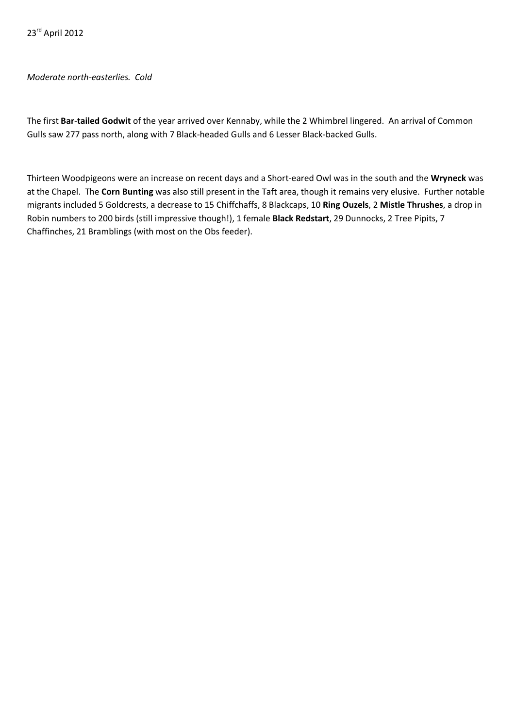23rd April 2012

*Moderate north-easterlies. Cold*

The first **Bar-tailed Godwit** of the year arrived over Kennaby, while the 2 Whimbrel lingered. An arrival of Common Gulls saw 277 pass north, along with 7 Black-headed Gulls and 6 Lesser Black-backed Gulls.

Thirteen Woodpigeons were an increase on recent days and a Short-eared Owl was in the south and the **Wryneck** was at the Chapel. The **Corn Bunting** was also still present in the Taft area, though it remains very elusive. Further notable migrants included 5 Goldcrests, a decrease to 15 Chiffchaffs, 8 Blackcaps, 10 **Ring Ouzels**, 2 **Mistle Thrushes**, a drop in Robin numbers to 200 birds (still impressive though!), 1 female **Black Redstart**, 29 Dunnocks, 2 Tree Pipits, 7 Chaffinches, 21 Bramblings (with most on the Obs feeder).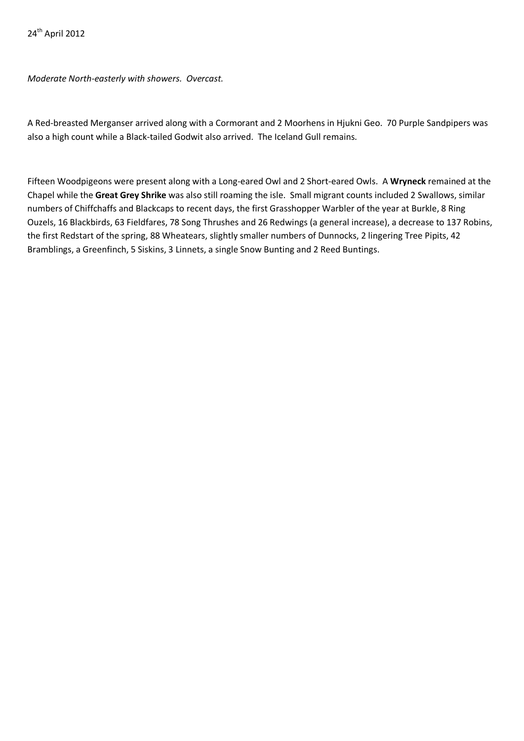24th April 2012

*Moderate North-easterly with showers. Overcast.*

A Red-breasted Merganser arrived along with a Cormorant and 2 Moorhens in Hjukni Geo. 70 Purple Sandpipers was also a high count while a Black-tailed Godwit also arrived. The Iceland Gull remains.

Fifteen Woodpigeons were present along with a Long-eared Owl and 2 Short-eared Owls. A **Wryneck** remained at the Chapel while the **Great Grey Shrike** was also still roaming the isle. Small migrant counts included 2 Swallows, similar numbers of Chiffchaffs and Blackcaps to recent days, the first Grasshopper Warbler of the year at Burkle, 8 Ring Ouzels, 16 Blackbirds, 63 Fieldfares, 78 Song Thrushes and 26 Redwings (a general increase), a decrease to 137 Robins, the first Redstart of the spring, 88 Wheatears, slightly smaller numbers of Dunnocks, 2 lingering Tree Pipits, 42 Bramblings, a Greenfinch, 5 Siskins, 3 Linnets, a single Snow Bunting and 2 Reed Buntings.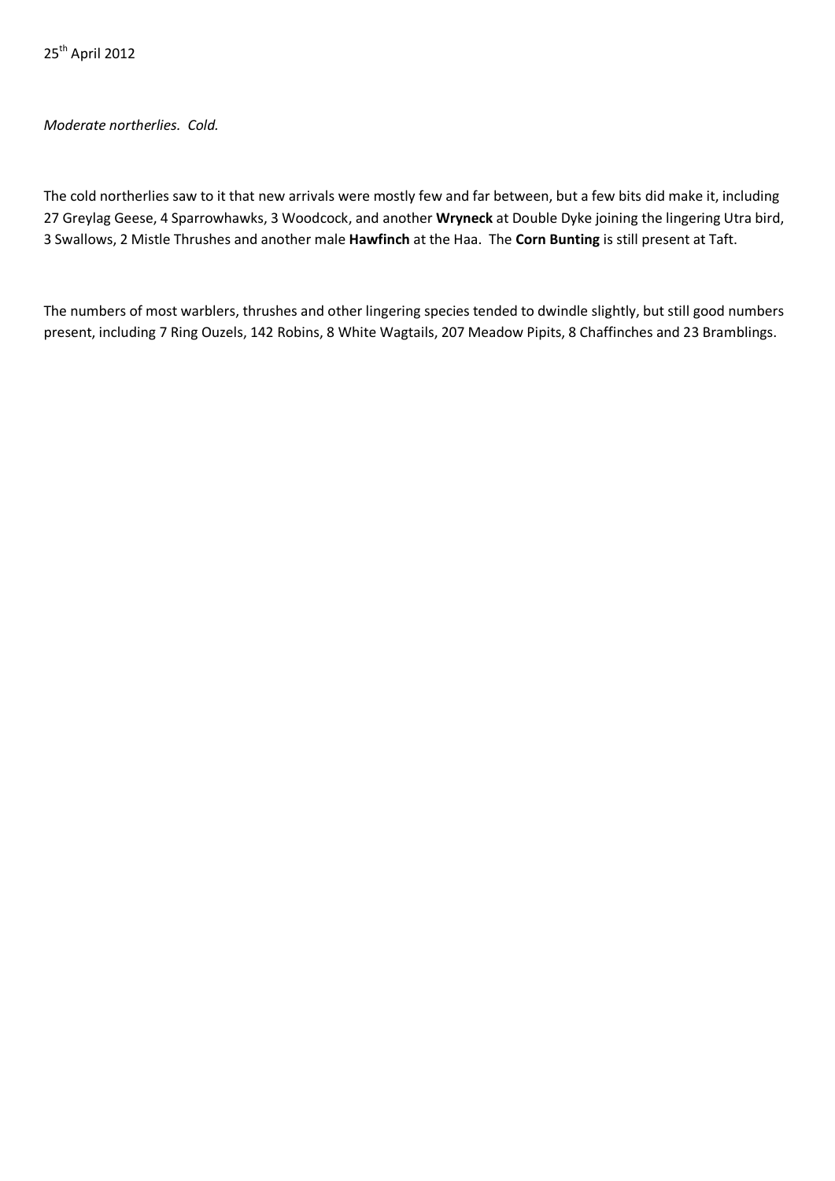25th April 2012

*Moderate northerlies. Cold.*

The cold northerlies saw to it that new arrivals were mostly few and far between, but a few bits did make it, including 27 Greylag Geese, 4 Sparrowhawks, 3 Woodcock, and another **Wryneck** at Double Dyke joining the lingering Utra bird, 3 Swallows, 2 Mistle Thrushes and another male **Hawfinch** at the Haa. The **Corn Bunting** is still present at Taft.

The numbers of most warblers, thrushes and other lingering species tended to dwindle slightly, but still good numbers present, including 7 Ring Ouzels, 142 Robins, 8 White Wagtails, 207 Meadow Pipits, 8 Chaffinches and 23 Bramblings.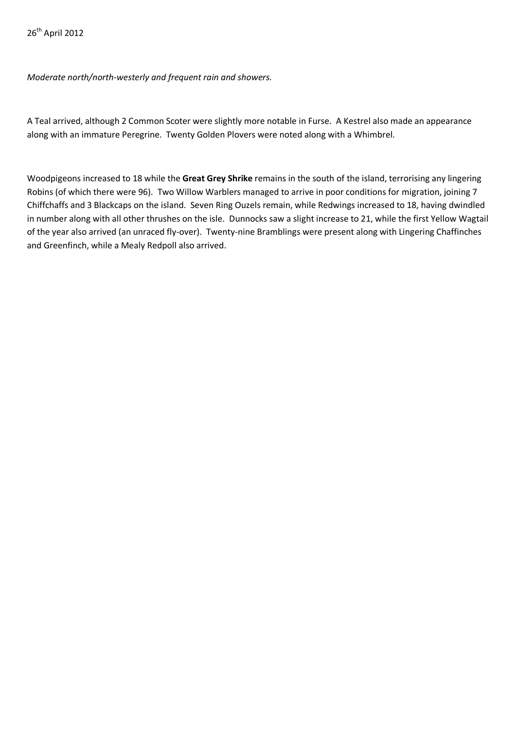26th April 2012

*Moderate north/north-westerly and frequent rain and showers.*

A Teal arrived, although 2 Common Scoter were slightly more notable in Furse. A Kestrel also made an appearance along with an immature Peregrine. Twenty Golden Plovers were noted along with a Whimbrel.

Woodpigeons increased to 18 while the **Great Grey Shrike** remains in the south of the island, terrorising any lingering Robins (of which there were 96). Two Willow Warblers managed to arrive in poor conditions for migration, joining 7 Chiffchaffs and 3 Blackcaps on the island. Seven Ring Ouzels remain, while Redwings increased to 18, having dwindled in number along with all other thrushes on the isle. Dunnocks saw a slight increase to 21, while the first Yellow Wagtail of the year also arrived (an unraced fly-over). Twenty-nine Bramblings were present along with Lingering Chaffinches and Greenfinch, while a Mealy Redpoll also arrived.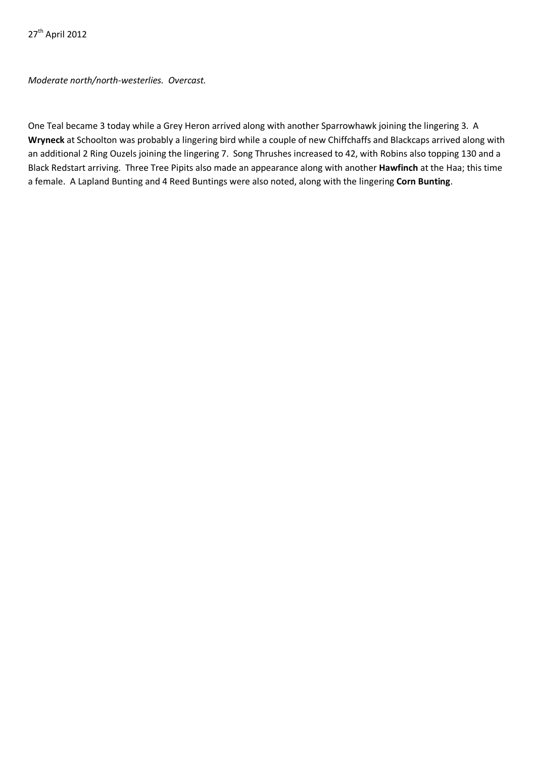27th April 2012

*Moderate north/north-westerlies. Overcast.*

One Teal became 3 today while a Grey Heron arrived along with another Sparrowhawk joining the lingering 3. A **Wryneck** at Schoolton was probably a lingering bird while a couple of new Chiffchaffs and Blackcaps arrived along with an additional 2 Ring Ouzels joining the lingering 7. Song Thrushes increased to 42, with Robins also topping 130 and a Black Redstart arriving. Three Tree Pipits also made an appearance along with another **Hawfinch** at the Haa; this time a female. A Lapland Bunting and 4 Reed Buntings were also noted, along with the lingering **Corn Bunting**.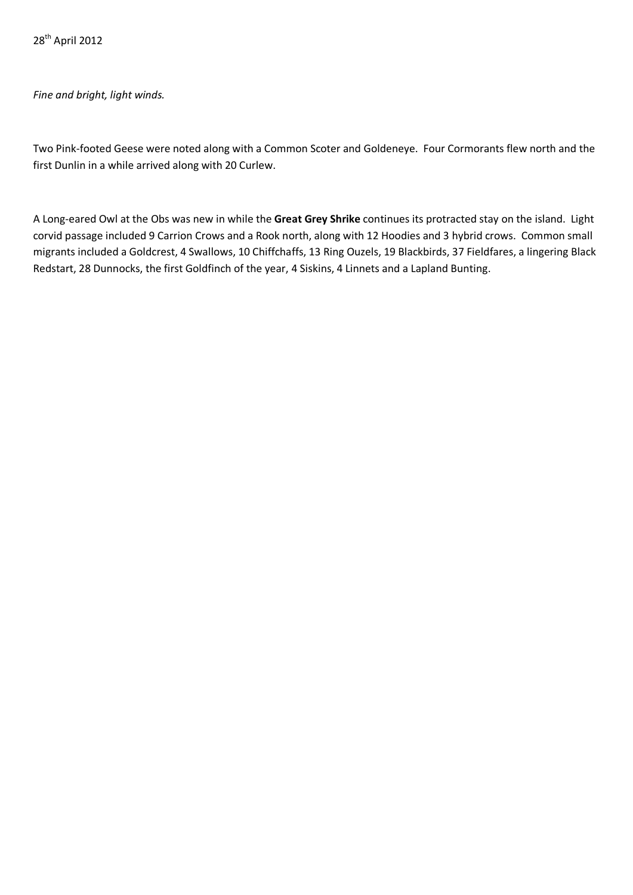28th April 2012

*Fine and bright, light winds.*

Two Pink-footed Geese were noted along with a Common Scoter and Goldeneye. Four Cormorants flew north and the first Dunlin in a while arrived along with 20 Curlew.

A Long-eared Owl at the Obs was new in while the **Great Grey Shrike** continues its protracted stay on the island. Light corvid passage included 9 Carrion Crows and a Rook north, along with 12 Hoodies and 3 hybrid crows. Common small migrants included a Goldcrest, 4 Swallows, 10 Chiffchaffs, 13 Ring Ouzels, 19 Blackbirds, 37 Fieldfares, a lingering Black Redstart, 28 Dunnocks, the first Goldfinch of the year, 4 Siskins, 4 Linnets and a Lapland Bunting.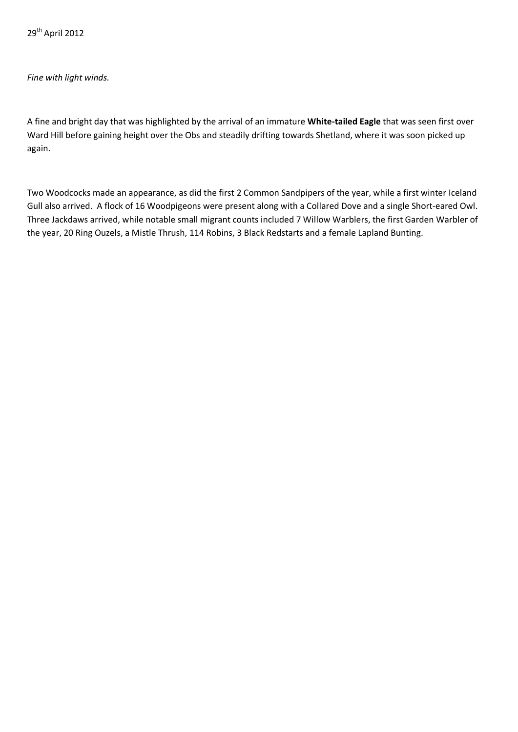29th April 2012

*Fine with light winds.*

A fine and bright day that was highlighted by the arrival of an immature **White-tailed Eagle** that was seen first over Ward Hill before gaining height over the Obs and steadily drifting towards Shetland, where it was soon picked up again.

Two Woodcocks made an appearance, as did the first 2 Common Sandpipers of the year, while a first winter Iceland Gull also arrived. A flock of 16 Woodpigeons were present along with a Collared Dove and a single Short-eared Owl. Three Jackdaws arrived, while notable small migrant counts included 7 Willow Warblers, the first Garden Warbler of the year, 20 Ring Ouzels, a Mistle Thrush, 114 Robins, 3 Black Redstarts and a female Lapland Bunting.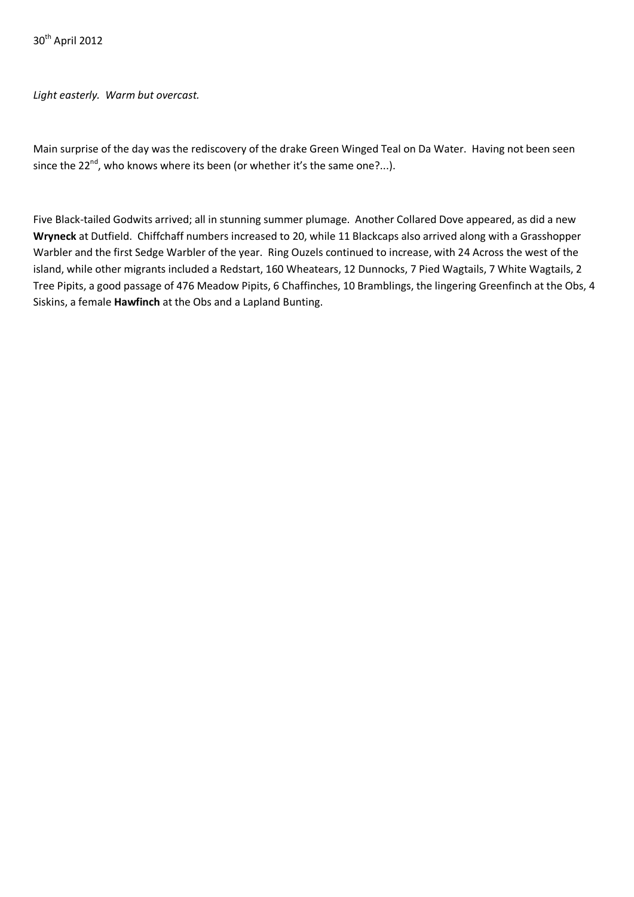30th April 2012

*Light easterly. Warm but overcast.*

Main surprise of the day was the rediscovery of the drake Green Winged Teal on Da Water. Having not been seen since the 22nd, who knows where its been (or whether it's the same one?...).

Five Black-tailed Godwits arrived; all in stunning summer plumage. Another Collared Dove appeared, as did a new **Wryneck** at Dutfield. Chiffchaff numbers increased to 20, while 11 Blackcaps also arrived along with a Grasshopper Warbler and the first Sedge Warbler of the year. Ring Ouzels continued to increase, with 24 Across the west of the island, while other migrants included a Redstart, 160 Wheatears, 12 Dunnocks, 7 Pied Wagtails, 7 White Wagtails, 2 Tree Pipits, a good passage of 476 Meadow Pipits, 6 Chaffinches, 10 Bramblings, the lingering Greenfinch at the Obs, 4 Siskins, a female **Hawfinch** at the Obs and a Lapland Bunting.